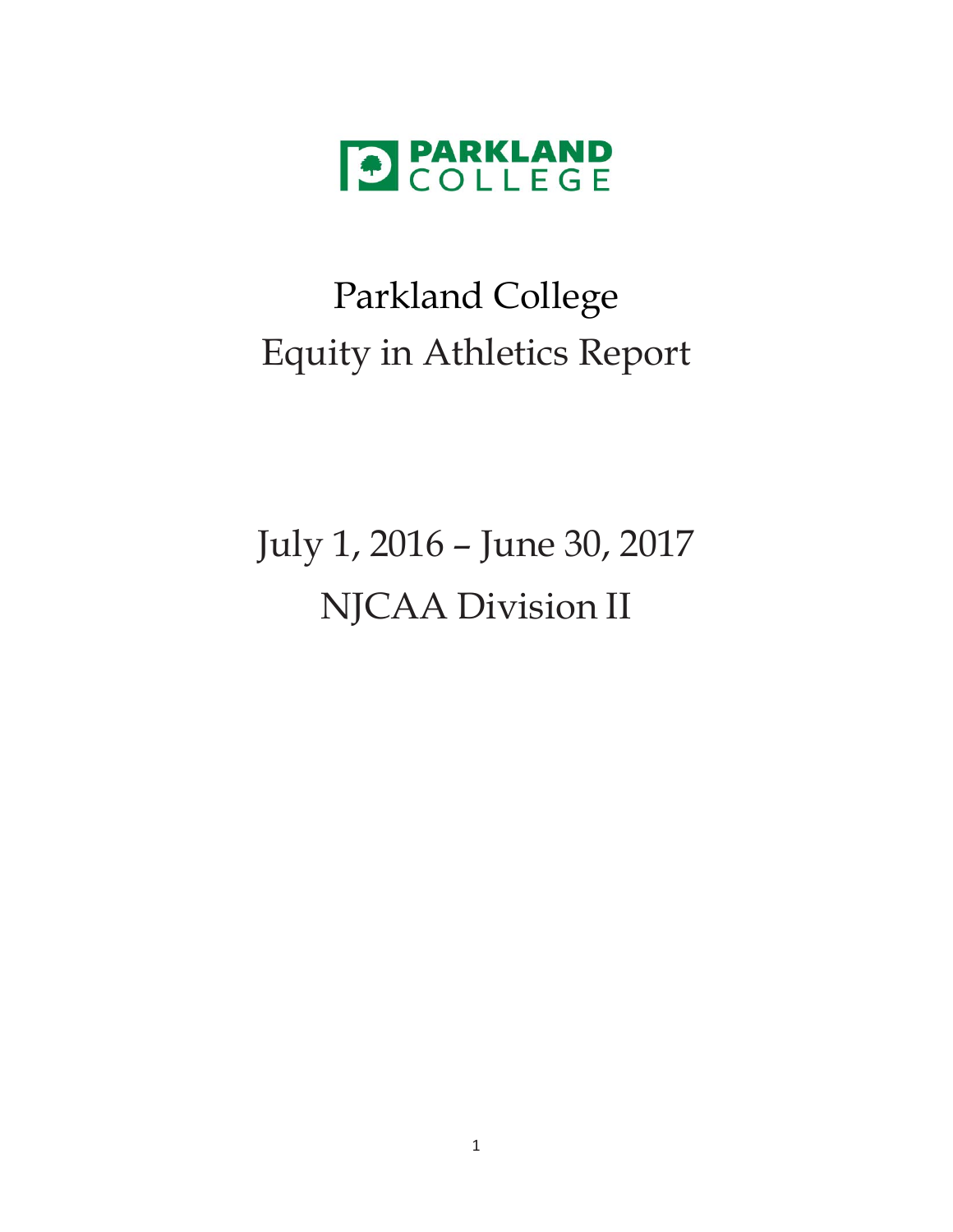PARKLAND COLLEGE

# Parkland College
# Equity in Athletics Report

## July 1, 2016 – June 30, 2017
## NJCAA Division II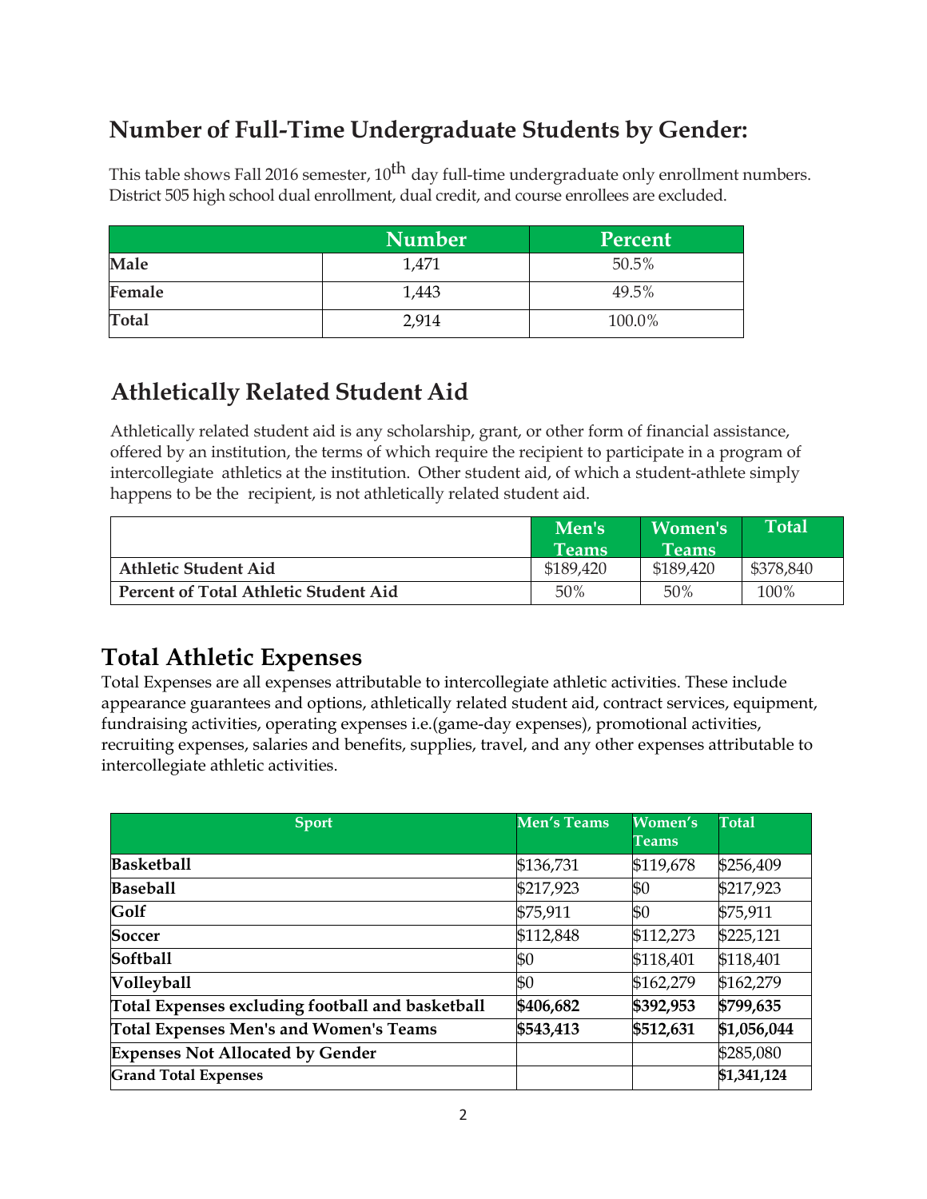## Number of Full-Time Undergraduate Students by Gender:

This table shows Fall 2016 semester, 10th day full-time undergraduate only enrollment numbers. District 505 high school dual enrollment, dual credit, and course enrollees are excluded.

| | Number | Percent |
|---|---|---|
| **Male** | 1,471 | 50.5% |
| **Female** | 1,443 | 49.5% |
| **Total** | 2,914 | 100.0% |

## Athletically Related Student Aid

Athletically related student aid is any scholarship, grant, or other form of financial assistance, offered by an institution, the terms of which require the recipient to participate in a program of intercollegiate athletics at the institution. Other student aid, of which a student-athlete simply happens to be the recipient, is not athletically related student aid.

| | Men's Teams | Women's Teams | Total |
|---|---|---|---|
| **Athletic Student Aid** | $189,420 | $189,420 | $378,840 |
| **Percent of Total Athletic Student Aid** | 50% | 50% | 100% |

## Total Athletic Expenses

Total Expenses are all expenses attributable to intercollegiate athletic activities. These include appearance guarantees and options, athletically related student aid, contract services, equipment, fundraising activities, operating expenses i.e.(game-day expenses), promotional activities, recruiting expenses, salaries and benefits, supplies, travel, and any other expenses attributable to intercollegiate athletic activities.

| Sport | Men's Teams | Women's Teams | Total |
|---|---|---|---|
| **Basketball** | $136,731 | $119,678 | $256,409 |
| **Baseball** | $217,923 | $0 | $217,923 |
| **Golf** | $75,911 | $0 | $75,911 |
| **Soccer** | $112,848 | $112,273 | $225,121 |
| **Softball** | $0 | $118,401 | $118,401 |
| **Volleyball** | $0 | $162,279 | $162,279 |
| **Total Expenses excluding football and basketball** | **$406,682** | **$392,953** | **$799,635** |
| **Total Expenses Men's and Women's Teams** | **$543,413** | **$512,631** | **$1,056,044** |
| **Expenses Not Allocated by Gender** | | | $285,080 |
| **Grand Total Expenses** | | | **$1,341,124** |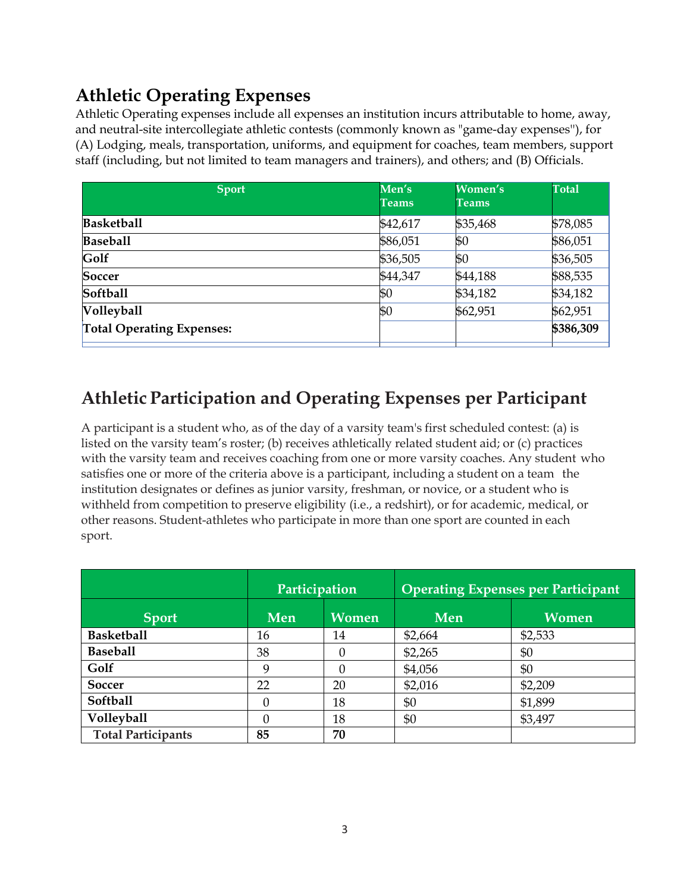## Athletic Operating Expenses

Athletic Operating expenses include all expenses an institution incurs attributable to home, away, and neutral-site intercollegiate athletic contests (commonly known as "game-day expenses"), for (A) Lodging, meals, transportation, uniforms, and equipment for coaches, team members, support staff (including, but not limited to team managers and trainers), and others; and (B) Officials.

| Sport | Men's Teams | Women's Teams | Total |
|---|---|---|---|
| **Basketball** | $42,617 | $35,468 | $78,085 |
| **Baseball** | $86,051 | $0 | $86,051 |
| **Golf** | $36,505 | $0 | $36,505 |
| **Soccer** | $44,347 | $44,188 | $88,535 |
| **Softball** | $0 | $34,182 | $34,182 |
| **Volleyball** | $0 | $62,951 | $62,951 |
| **Total Operating Expenses:** | | | **$386,309** |

## Athletic Participation and Operating Expenses per Participant

A participant is a student who, as of the day of a varsity team's first scheduled contest: (a) is listed on the varsity team's roster; (b) receives athletically related student aid; or (c) practices with the varsity team and receives coaching from one or more varsity coaches. Any student who satisfies one or more of the criteria above is a participant, including a student on a team the institution designates or defines as junior varsity, freshman, or novice, or a student who is withheld from competition to preserve eligibility (i.e., a redshirt), or for academic, medical, or other reasons. Student-athletes who participate in more than one sport are counted in each sport.

| | Participation | | Operating Expenses per Participant | |
|---|---|---|---|---|
| **Sport** | **Men** | **Women** | **Men** | **Women** |
| **Basketball** | 16 | 14 | $2,664 | $2,533 |
| **Baseball** | 38 | 0 | $2,265 | $0 |
| **Golf** | 9 | 0 | $4,056 | $0 |
| **Soccer** | 22 | 20 | $2,016 | $2,209 |
| **Softball** | 0 | 18 | $0 | $1,899 |
| **Volleyball** | 0 | 18 | $0 | $3,497 |
| **Total Participants** | **85** | **70** | | |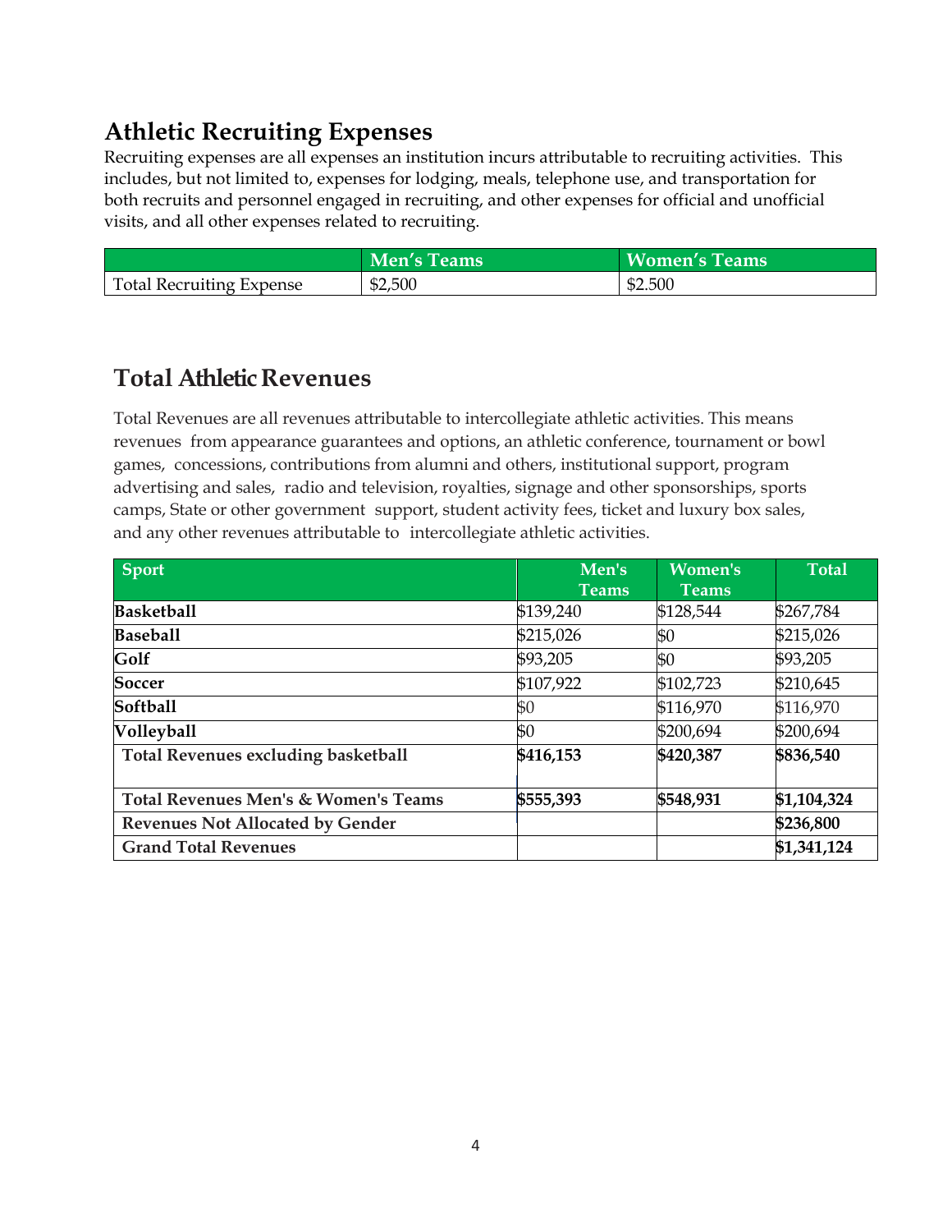## Athletic Recruiting Expenses

Recruiting expenses are all expenses an institution incurs attributable to recruiting activities. This includes, but not limited to, expenses for lodging, meals, telephone use, and transportation for both recruits and personnel engaged in recruiting, and other expenses for official and unofficial visits, and all other expenses related to recruiting.

| | Men's Teams | Women's Teams |
|---|---|---|
| Total Recruiting Expense | $2,500 | $2.500 |

## Total Athletic Revenues

Total Revenues are all revenues attributable to intercollegiate athletic activities. This means revenues from appearance guarantees and options, an athletic conference, tournament or bowl games, concessions, contributions from alumni and others, institutional support, program advertising and sales, radio and television, royalties, signage and other sponsorships, sports camps, State or other government support, student activity fees, ticket and luxury box sales, and any other revenues attributable to intercollegiate athletic activities.

| Sport | Men's Teams | Women's Teams | Total |
|---|---|---|---|
| **Basketball** | $139,240 | $128,544 | $267,784 |
| **Baseball** | $215,026 | $0 | $215,026 |
| **Golf** | $93,205 | $0 | $93,205 |
| **Soccer** | $107,922 | $102,723 | $210,645 |
| **Softball** | $0 | $116,970 | $116,970 |
| **Volleyball** | $0 | $200,694 | $200,694 |
| **Total Revenues excluding basketball** | **$416,153** | **$420,387** | **$836,540** |
| **Total Revenues Men's & Women's Teams** | **$555,393** | **$548,931** | **$1,104,324** |
| **Revenues Not Allocated by Gender** | | | **$236,800** |
| **Grand Total Revenues** | | | **$1,341,124** |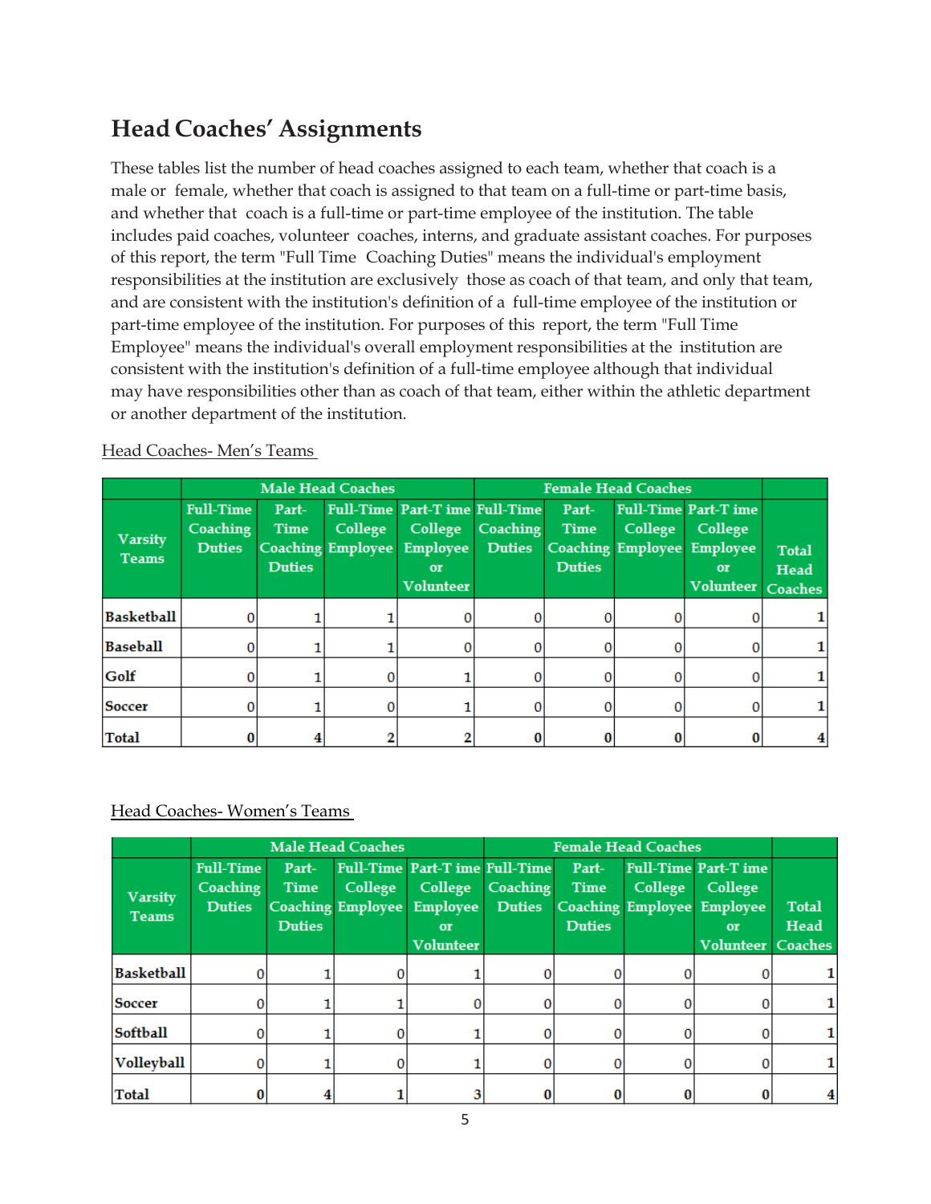# Head Coaches' Assignments

These tables list the number of head coaches assigned to each team, whether that coach is a male or female, whether that coach is assigned to that team on a full-time or part-time basis, and whether that coach is a full-time or part-time employee of the institution. The table includes paid coaches, volunteer coaches, interns, and graduate assistant coaches. For purposes of this report, the term "Full Time Coaching Duties" means the individual's employment responsibilities at the institution are exclusively those as coach of that team, and only that team, and are consistent with the institution's definition of a full-time employee of the institution or part-time employee of the institution. For purposes of this report, the term "Full Time Employee" means the individual's overall employment responsibilities at the institution are consistent with the institution's definition of a full-time employee although that individual may have responsibilities other than as coach of that team, either within the athletic department or another department of the institution.

Head Coaches- Men's Teams

| | Male Head Coaches | | | | Female Head Coaches | | | | |
|---|---|---|---|---|---|---|---|---|---|
| Varsity Teams | Full-Time Coaching Duties | Part-Time Coaching Duties | Full-Time College Employee | Part-Time College Employee or Volunteer | Full-Time Coaching Duties | Part-Time Coaching Duties | Full-Time College Employee | Part-Time College Employee or Volunteer | Total Head Coaches |
| Basketball | 0 | 1 | 1 | 0 | 0 | 0 | 0 | 0 | 1 |
| Baseball | 0 | 1 | 1 | 0 | 0 | 0 | 0 | 0 | 1 |
| Golf | 0 | 1 | 0 | 1 | 0 | 0 | 0 | 0 | 1 |
| Soccer | 0 | 1 | 0 | 1 | 0 | 0 | 0 | 0 | 1 |
| Total | 0 | 4 | 2 | 2 | 0 | 0 | 0 | 0 | 4 |

Head Coaches- Women's Teams

| | Male Head Coaches | | | | Female Head Coaches | | | | |
|---|---|---|---|---|---|---|---|---|---|
| Varsity Teams | Full-Time Coaching Duties | Part-Time Coaching Duties | Full-Time College Employee | Part-Time College Employee or Volunteer | Full-Time Coaching Duties | Part-Time Coaching Duties | Full-Time College Employee | Part-Time College Employee or Volunteer | Total Head Coaches |
| Basketball | 0 | 1 | 0 | 1 | 0 | 0 | 0 | 0 | 1 |
| Soccer | 0 | 1 | 1 | 0 | 0 | 0 | 0 | 0 | 1 |
| Softball | 0 | 1 | 0 | 1 | 0 | 0 | 0 | 0 | 1 |
| Volleyball | 0 | 1 | 0 | 1 | 0 | 0 | 0 | 0 | 1 |
| Total | 0 | 4 | 1 | 3 | 0 | 0 | 0 | 0 | 4 |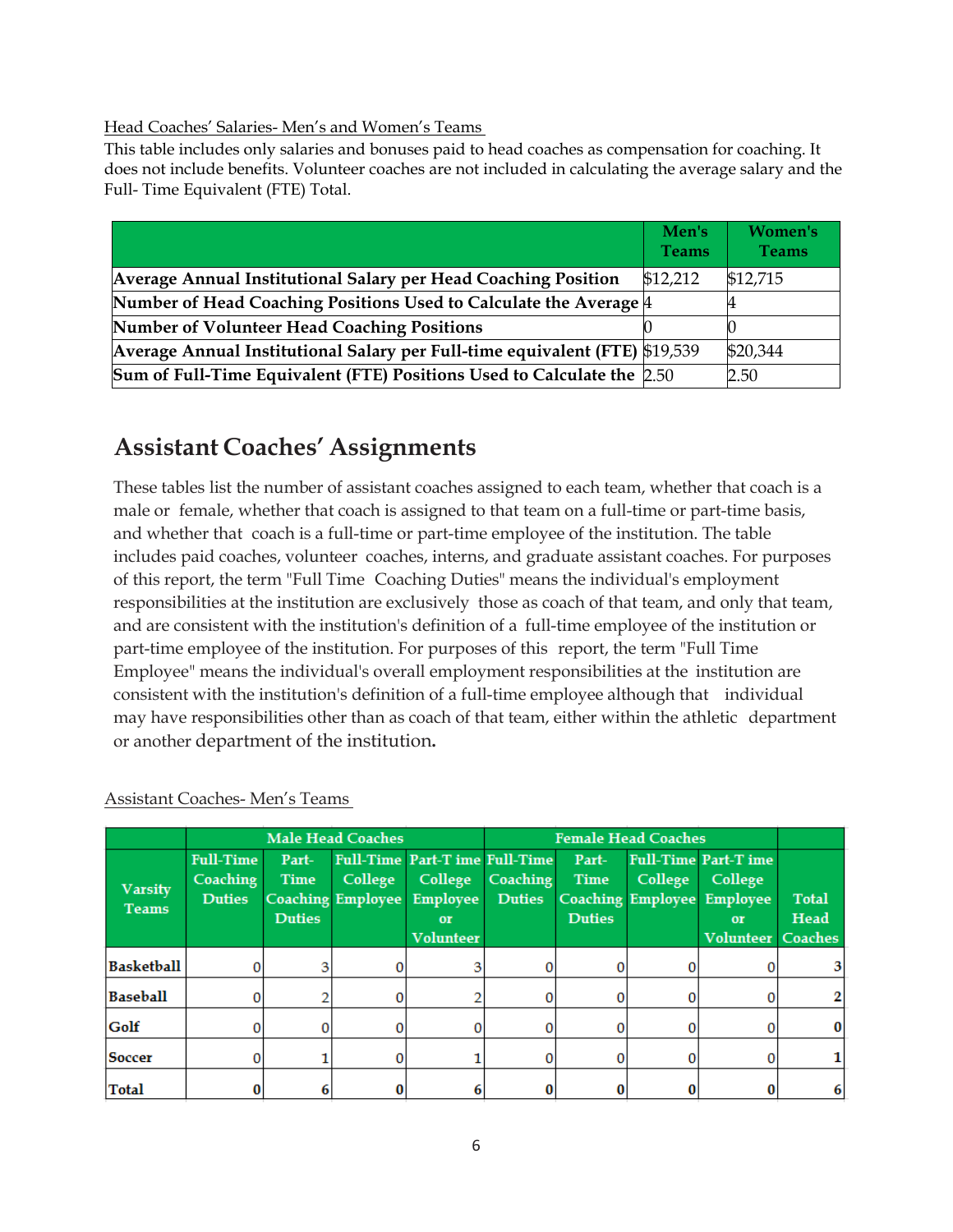Head Coaches' Salaries- Men's and Women's Teams

This table includes only salaries and bonuses paid to head coaches as compensation for coaching. It does not include benefits. Volunteer coaches are not included in calculating the average salary and the Full- Time Equivalent (FTE) Total.

| | Men's Teams | Women's Teams |
|---|---|---|
| **Average Annual Institutional Salary per Head Coaching Position** | $12,212 | $12,715 |
| **Number of Head Coaching Positions Used to Calculate the Average** | 4 | 4 |
| **Number of Volunteer Head Coaching Positions** | 0 | 0 |
| **Average Annual Institutional Salary per Full-time equivalent (FTE)** | $19,539 | $20,344 |
| **Sum of Full-Time Equivalent (FTE) Positions Used to Calculate the** | 2.50 | 2.50 |

## Assistant Coaches' Assignments

These tables list the number of assistant coaches assigned to each team, whether that coach is a male or female, whether that coach is assigned to that team on a full-time or part-time basis, and whether that coach is a full-time or part-time employee of the institution. The table includes paid coaches, volunteer coaches, interns, and graduate assistant coaches. For purposes of this report, the term "Full Time Coaching Duties" means the individual's employment responsibilities at the institution are exclusively those as coach of that team, and only that team, and are consistent with the institution's definition of a full-time employee of the institution or part-time employee of the institution. For purposes of this report, the term "Full Time Employee" means the individual's overall employment responsibilities at the institution are consistent with the institution's definition of a full-time employee although that individual may have responsibilities other than as coach of that team, either within the athletic department or another department of the institution.

Assistant Coaches- Men's Teams

| | Male Head Coaches | | | | Female Head Coaches | | | | |
|---|---|---|---|---|---|---|---|---|---|
| **Varsity Teams** | **Full-Time Coaching Duties** | **Part-Time Coaching Duties** | **Full-Time College Employee** | **Part-Time College Employee or Volunteer** | **Full-Time Coaching Duties** | **Part-Time Coaching Duties** | **Full-Time College Employee** | **Part-Time College Employee or Volunteer** | **Total Head Coaches** |
| **Basketball** | 0 | 3 | 0 | 3 | 0 | 0 | 0 | 0 | 3 |
| **Baseball** | 0 | 2 | 0 | 2 | 0 | 0 | 0 | 0 | 2 |
| **Golf** | 0 | 0 | 0 | 0 | 0 | 0 | 0 | 0 | 0 |
| **Soccer** | 0 | 1 | 0 | 1 | 0 | 0 | 0 | 0 | 1 |
| **Total** | 0 | 6 | 0 | 6 | 0 | 0 | 0 | 0 | 6 |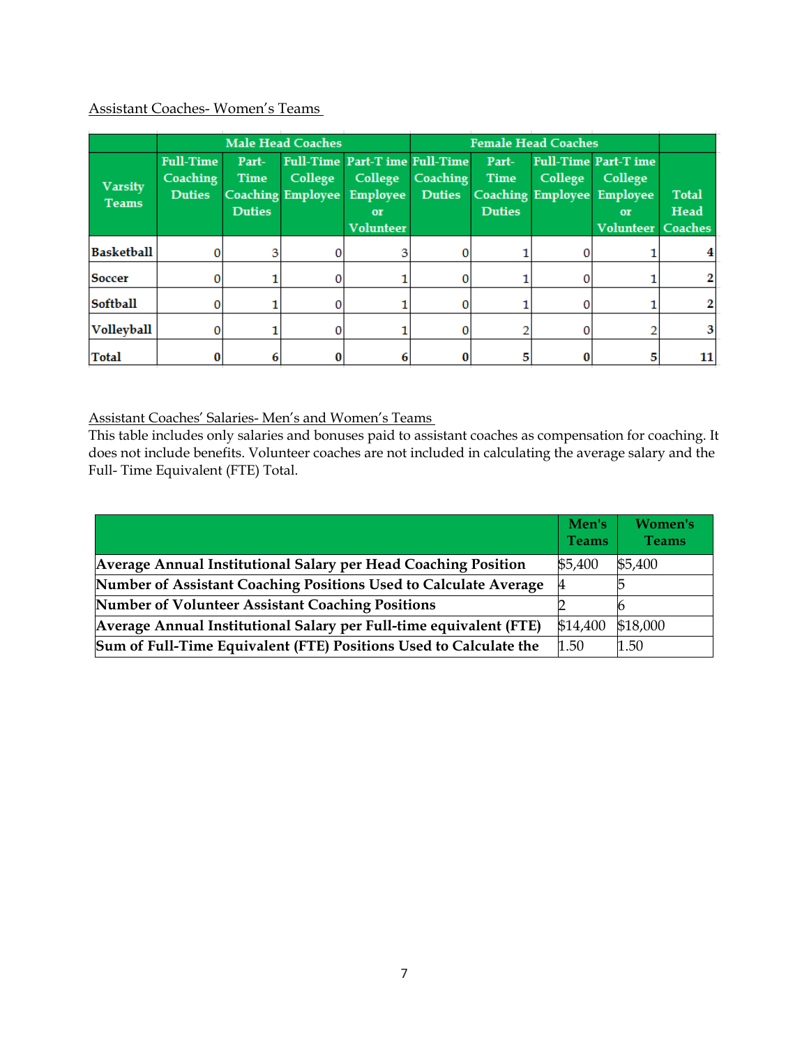Assistant Coaches- Women's Teams

| Varsity Teams | Male Head Coaches | | | | Female Head Coaches | | | | Total Head Coaches |
|---|---|---|---|---|---|---|---|---|---|
| | Full-Time Coaching Duties | Part-Time Coaching Duties | Full-Time College Employee | Part-Time College Employee or Volunteer | Full-Time Coaching Duties | Part-Time Coaching Duties | Full-Time College Employee | Part-Time College Employee or Volunteer | |
| **Basketball** | 0 | 3 | 0 | 3 | 0 | 1 | 0 | 1 | **4** |
| **Soccer** | 0 | 1 | 0 | 1 | 0 | 1 | 0 | 1 | **2** |
| **Softball** | 0 | 1 | 0 | 1 | 0 | 1 | 0 | 1 | **2** |
| **Volleyball** | 0 | 1 | 0 | 1 | 0 | 2 | 0 | 2 | **3** |
| **Total** | **0** | **6** | **0** | **6** | **0** | **5** | **0** | **5** | **11** |

Assistant Coaches' Salaries- Men's and Women's Teams

This table includes only salaries and bonuses paid to assistant coaches as compensation for coaching. It does not include benefits. Volunteer coaches are not included in calculating the average salary and the Full- Time Equivalent (FTE) Total.

| | Men's Teams | Women's Teams |
|---|---|---|
| **Average Annual Institutional Salary per Head Coaching Position** | $5,400 | $5,400 |
| **Number of Assistant Coaching Positions Used to Calculate Average** | 4 | 5 |
| **Number of Volunteer Assistant Coaching Positions** | 2 | 6 |
| **Average Annual Institutional Salary per Full-time equivalent (FTE)** | $14,400 | $18,000 |
| **Sum of Full-Time Equivalent (FTE) Positions Used to Calculate the** | 1.50 | 1.50 |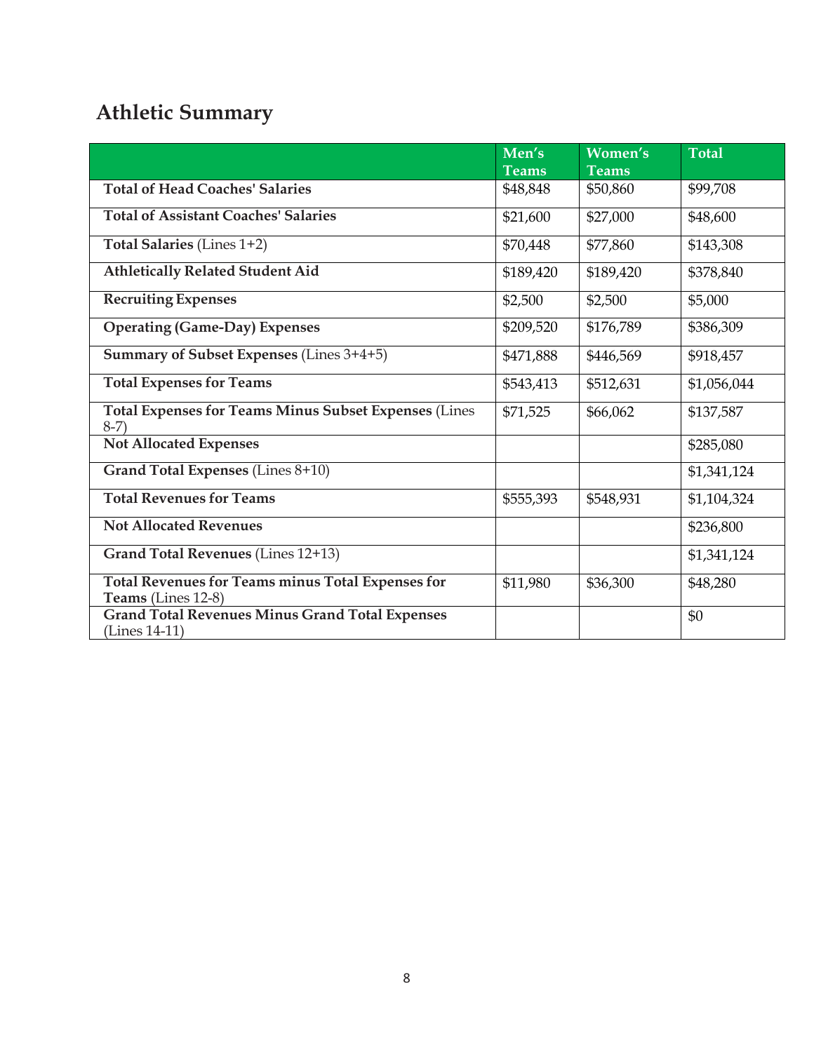## Athletic Summary

| | Men's Teams | Women's Teams | Total |
|---|---|---|---|
| **Total of Head Coaches' Salaries** | $48,848 | $50,860 | $99,708 |
| **Total of Assistant Coaches' Salaries** | $21,600 | $27,000 | $48,600 |
| **Total Salaries** (Lines 1+2) | $70,448 | $77,860 | $143,308 |
| **Athletically Related Student Aid** | $189,420 | $189,420 | $378,840 |
| **Recruiting Expenses** | $2,500 | $2,500 | $5,000 |
| **Operating (Game-Day) Expenses** | $209,520 | $176,789 | $386,309 |
| **Summary of Subset Expenses** (Lines 3+4+5) | $471,888 | $446,569 | $918,457 |
| **Total Expenses for Teams** | $543,413 | $512,631 | $1,056,044 |
| **Total Expenses for Teams Minus Subset Expenses** (Lines 8-7) | $71,525 | $66,062 | $137,587 |
| **Not Allocated Expenses** | | | $285,080 |
| **Grand Total Expenses** (Lines 8+10) | | | $1,341,124 |
| **Total Revenues for Teams** | $555,393 | $548,931 | $1,104,324 |
| **Not Allocated Revenues** | | | $236,800 |
| **Grand Total Revenues** (Lines 12+13) | | | $1,341,124 |
| **Total Revenues for Teams minus Total Expenses for Teams** (Lines 12-8) | $11,980 | $36,300 | $48,280 |
| **Grand Total Revenues Minus Grand Total Expenses** (Lines 14-11) | | | $0 |